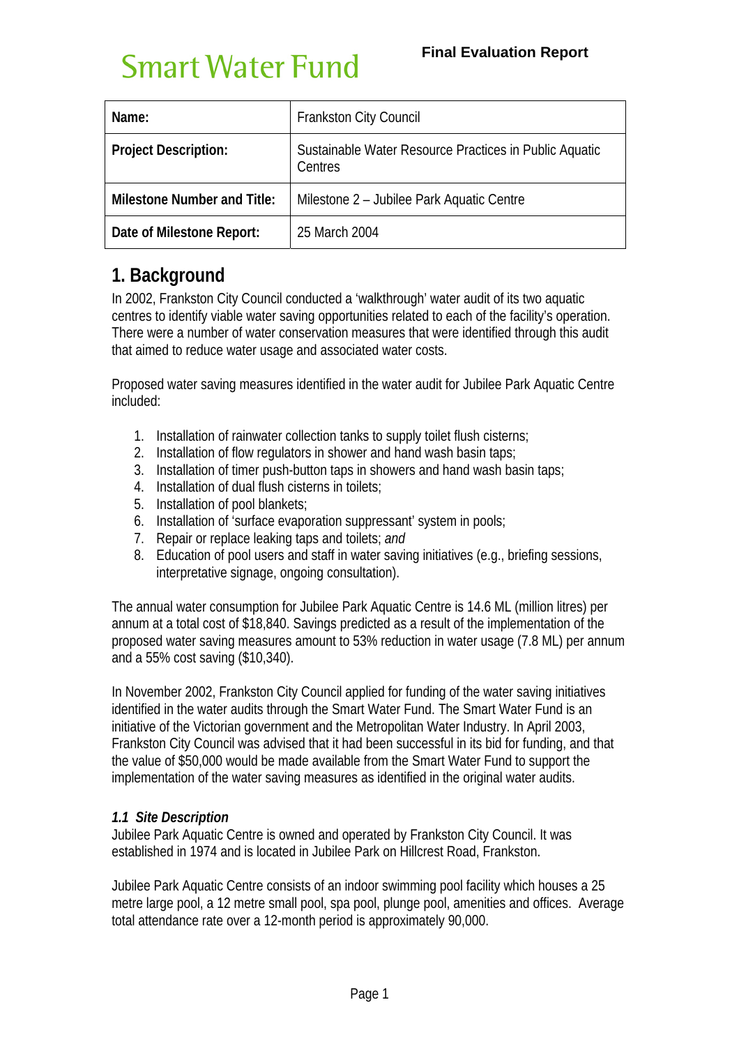# Smart Water Fund

**Final Evaluation Report**

| Name: | Frankston City Council |
| --- | --- |
| **Project Description:** | Sustainable Water Resource Practices in Public Aquatic Centres |
| **Milestone Number and Title:** | Milestone 2 – Jubilee Park Aquatic Centre |
| **Date of Milestone Report:** | 25 March 2004 |

## 1. Background

In 2002, Frankston City Council conducted a 'walkthrough' water audit of its two aquatic centres to identify viable water saving opportunities related to each of the facility's operation. There were a number of water conservation measures that were identified through this audit that aimed to reduce water usage and associated water costs.

Proposed water saving measures identified in the water audit for Jubilee Park Aquatic Centre included:

1. Installation of rainwater collection tanks to supply toilet flush cisterns;
2. Installation of flow regulators in shower and hand wash basin taps;
3. Installation of timer push-button taps in showers and hand wash basin taps;
4. Installation of dual flush cisterns in toilets;
5. Installation of pool blankets;
6. Installation of 'surface evaporation suppressant' system in pools;
7. Repair or replace leaking taps and toilets; *and*
8. Education of pool users and staff in water saving initiatives (e.g., briefing sessions, interpretative signage, ongoing consultation).

The annual water consumption for Jubilee Park Aquatic Centre is 14.6 ML (million litres) per annum at a total cost of $18,840. Savings predicted as a result of the implementation of the proposed water saving measures amount to 53% reduction in water usage (7.8 ML) per annum and a 55% cost saving ($10,340).

In November 2002, Frankston City Council applied for funding of the water saving initiatives identified in the water audits through the Smart Water Fund. The Smart Water Fund is an initiative of the Victorian government and the Metropolitan Water Industry. In April 2003, Frankston City Council was advised that it had been successful in its bid for funding, and that the value of $50,000 would be made available from the Smart Water Fund to support the implementation of the water saving measures as identified in the original water audits.

### *1.1 Site Description*

Jubilee Park Aquatic Centre is owned and operated by Frankston City Council. It was established in 1974 and is located in Jubilee Park on Hillcrest Road, Frankston.

Jubilee Park Aquatic Centre consists of an indoor swimming pool facility which houses a 25 metre large pool, a 12 metre small pool, spa pool, plunge pool, amenities and offices. Average total attendance rate over a 12-month period is approximately 90,000.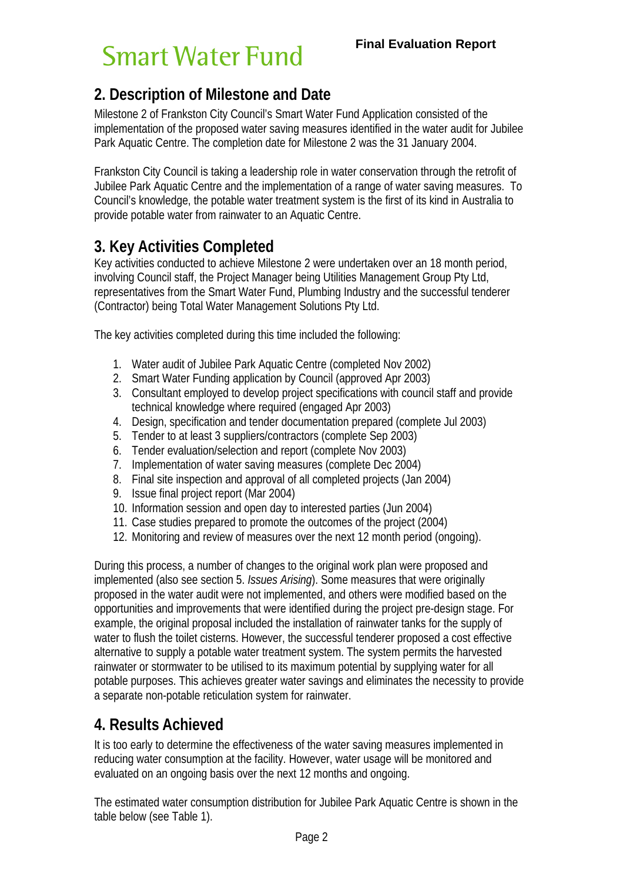## 2. Description of Milestone and Date

Milestone 2 of Frankston City Council's Smart Water Fund Application consisted of the implementation of the proposed water saving measures identified in the water audit for Jubilee Park Aquatic Centre. The completion date for Milestone 2 was the 31 January 2004.

Frankston City Council is taking a leadership role in water conservation through the retrofit of Jubilee Park Aquatic Centre and the implementation of a range of water saving measures. To Council's knowledge, the potable water treatment system is the first of its kind in Australia to provide potable water from rainwater to an Aquatic Centre.

## 3. Key Activities Completed

Key activities conducted to achieve Milestone 2 were undertaken over an 18 month period, involving Council staff, the Project Manager being Utilities Management Group Pty Ltd, representatives from the Smart Water Fund, Plumbing Industry and the successful tenderer (Contractor) being Total Water Management Solutions Pty Ltd.

The key activities completed during this time included the following:

1. Water audit of Jubilee Park Aquatic Centre (completed Nov 2002)
2. Smart Water Funding application by Council (approved Apr 2003)
3. Consultant employed to develop project specifications with council staff and provide technical knowledge where required (engaged Apr 2003)
4. Design, specification and tender documentation prepared (complete Jul 2003)
5. Tender to at least 3 suppliers/contractors (complete Sep 2003)
6. Tender evaluation/selection and report (complete Nov 2003)
7. Implementation of water saving measures (complete Dec 2004)
8. Final site inspection and approval of all completed projects (Jan 2004)
9. Issue final project report (Mar 2004)
10. Information session and open day to interested parties (Jun 2004)
11. Case studies prepared to promote the outcomes of the project (2004)
12. Monitoring and review of measures over the next 12 month period (ongoing).

During this process, a number of changes to the original work plan were proposed and implemented (also see section 5. *Issues Arising*). Some measures that were originally proposed in the water audit were not implemented, and others were modified based on the opportunities and improvements that were identified during the project pre-design stage. For example, the original proposal included the installation of rainwater tanks for the supply of water to flush the toilet cisterns. However, the successful tenderer proposed a cost effective alternative to supply a potable water treatment system. The system permits the harvested rainwater or stormwater to be utilised to its maximum potential by supplying water for all potable purposes. This achieves greater water savings and eliminates the necessity to provide a separate non-potable reticulation system for rainwater.

## 4. Results Achieved

It is too early to determine the effectiveness of the water saving measures implemented in reducing water consumption at the facility. However, water usage will be monitored and evaluated on an ongoing basis over the next 12 months and ongoing.

The estimated water consumption distribution for Jubilee Park Aquatic Centre is shown in the table below (see Table 1).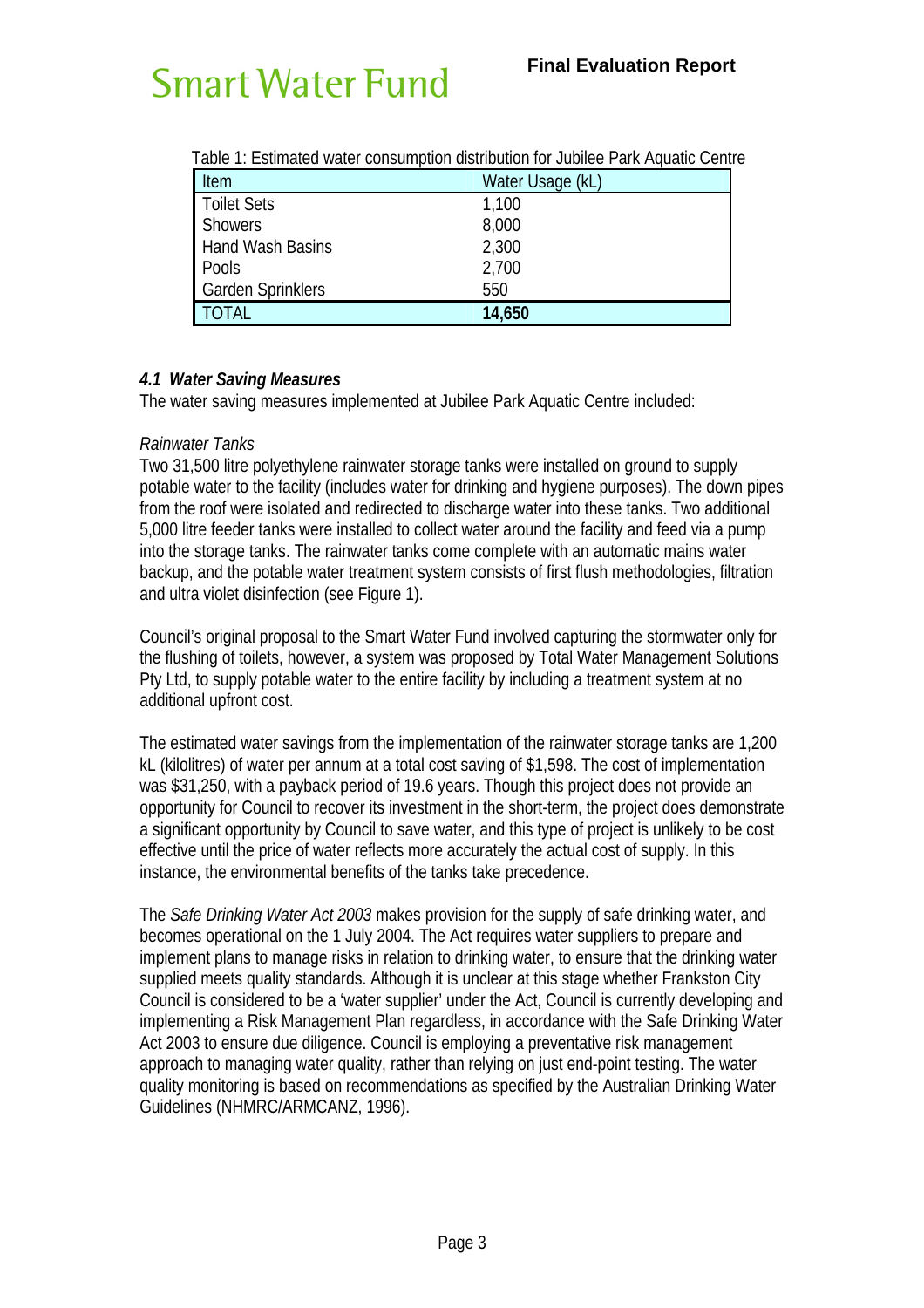Table 1: Estimated water consumption distribution for Jubilee Park Aquatic Centre

| Item | Water Usage (kL) |
|---|---|
| Toilet Sets | 1,100 |
| Showers | 8,000 |
| Hand Wash Basins | 2,300 |
| Pools | 2,700 |
| Garden Sprinklers | 550 |
| TOTAL | **14,650** |

### *4.1 Water Saving Measures*

The water saving measures implemented at Jubilee Park Aquatic Centre included:

*Rainwater Tanks*

Two 31,500 litre polyethylene rainwater storage tanks were installed on ground to supply potable water to the facility (includes water for drinking and hygiene purposes). The down pipes from the roof were isolated and redirected to discharge water into these tanks. Two additional 5,000 litre feeder tanks were installed to collect water around the facility and feed via a pump into the storage tanks. The rainwater tanks come complete with an automatic mains water backup, and the potable water treatment system consists of first flush methodologies, filtration and ultra violet disinfection (see Figure 1).

Council's original proposal to the Smart Water Fund involved capturing the stormwater only for the flushing of toilets, however, a system was proposed by Total Water Management Solutions Pty Ltd, to supply potable water to the entire facility by including a treatment system at no additional upfront cost.

The estimated water savings from the implementation of the rainwater storage tanks are 1,200 kL (kilolitres) of water per annum at a total cost saving of $1,598. The cost of implementation was $31,250, with a payback period of 19.6 years. Though this project does not provide an opportunity for Council to recover its investment in the short-term, the project does demonstrate a significant opportunity by Council to save water, and this type of project is unlikely to be cost effective until the price of water reflects more accurately the actual cost of supply. In this instance, the environmental benefits of the tanks take precedence.

The *Safe Drinking Water Act 2003* makes provision for the supply of safe drinking water, and becomes operational on the 1 July 2004. The Act requires water suppliers to prepare and implement plans to manage risks in relation to drinking water, to ensure that the drinking water supplied meets quality standards. Although it is unclear at this stage whether Frankston City Council is considered to be a 'water supplier' under the Act, Council is currently developing and implementing a Risk Management Plan regardless, in accordance with the Safe Drinking Water Act 2003 to ensure due diligence. Council is employing a preventative risk management approach to managing water quality, rather than relying on just end-point testing. The water quality monitoring is based on recommendations as specified by the Australian Drinking Water Guidelines (NHMRC/ARMCANZ, 1996).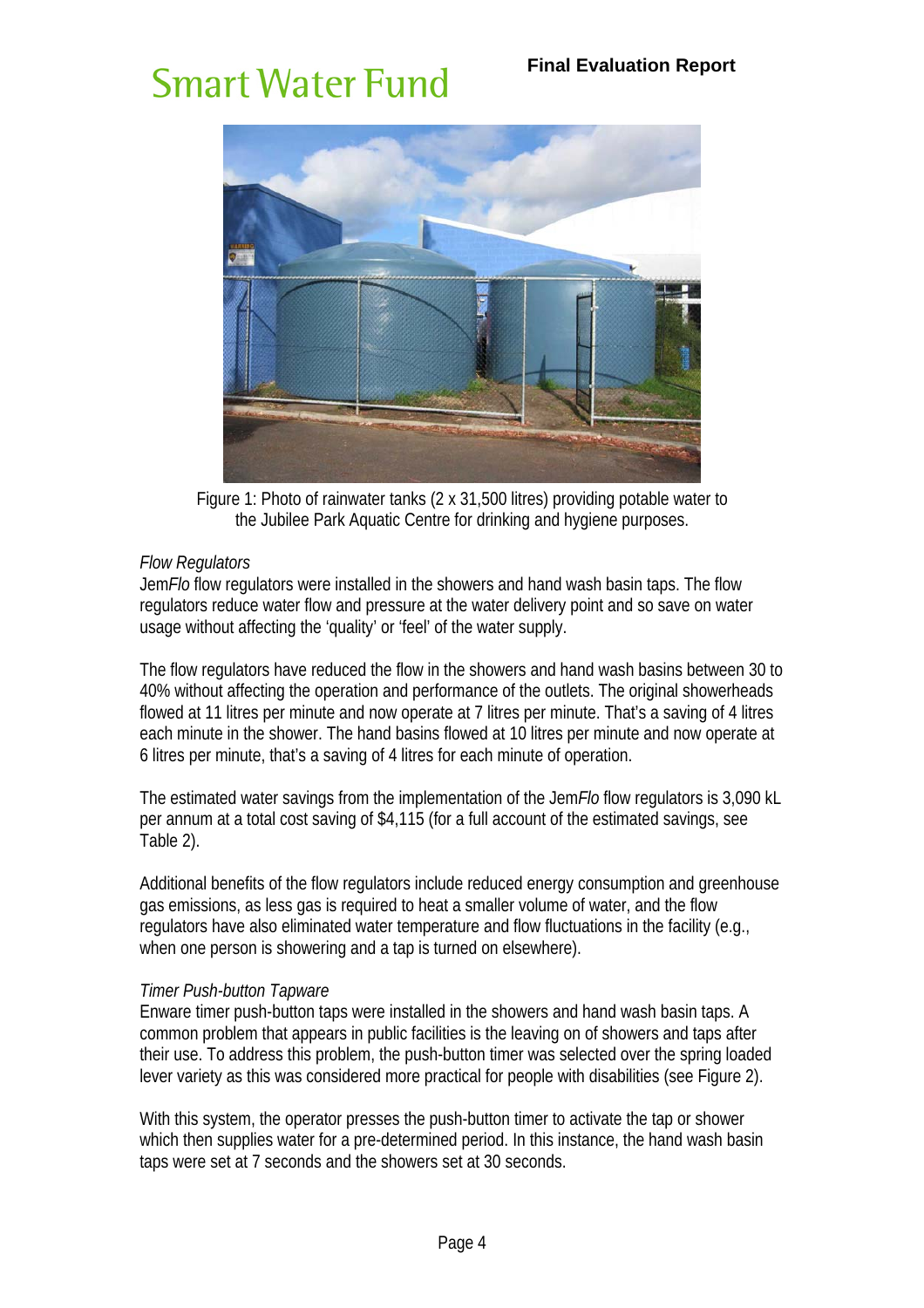Figure 1: Photo of rainwater tanks (2 x 31,500 litres) providing potable water to the Jubilee Park Aquatic Centre for drinking and hygiene purposes.

*Flow Regulators*

Jem*Flo* flow regulators were installed in the showers and hand wash basin taps. The flow regulators reduce water flow and pressure at the water delivery point and so save on water usage without affecting the 'quality' or 'feel' of the water supply.

The flow regulators have reduced the flow in the showers and hand wash basins between 30 to 40% without affecting the operation and performance of the outlets. The original showerheads flowed at 11 litres per minute and now operate at 7 litres per minute. That's a saving of 4 litres each minute in the shower. The hand basins flowed at 10 litres per minute and now operate at 6 litres per minute, that's a saving of 4 litres for each minute of operation.

The estimated water savings from the implementation of the Jem*Flo* flow regulators is 3,090 kL per annum at a total cost saving of $4,115 (for a full account of the estimated savings, see Table 2).

Additional benefits of the flow regulators include reduced energy consumption and greenhouse gas emissions, as less gas is required to heat a smaller volume of water, and the flow regulators have also eliminated water temperature and flow fluctuations in the facility (e.g., when one person is showering and a tap is turned on elsewhere).

*Timer Push-button Tapware*

Enware timer push-button taps were installed in the showers and hand wash basin taps. A common problem that appears in public facilities is the leaving on of showers and taps after their use. To address this problem, the push-button timer was selected over the spring loaded lever variety as this was considered more practical for people with disabilities (see Figure 2).

With this system, the operator presses the push-button timer to activate the tap or shower which then supplies water for a pre-determined period. In this instance, the hand wash basin taps were set at 7 seconds and the showers set at 30 seconds.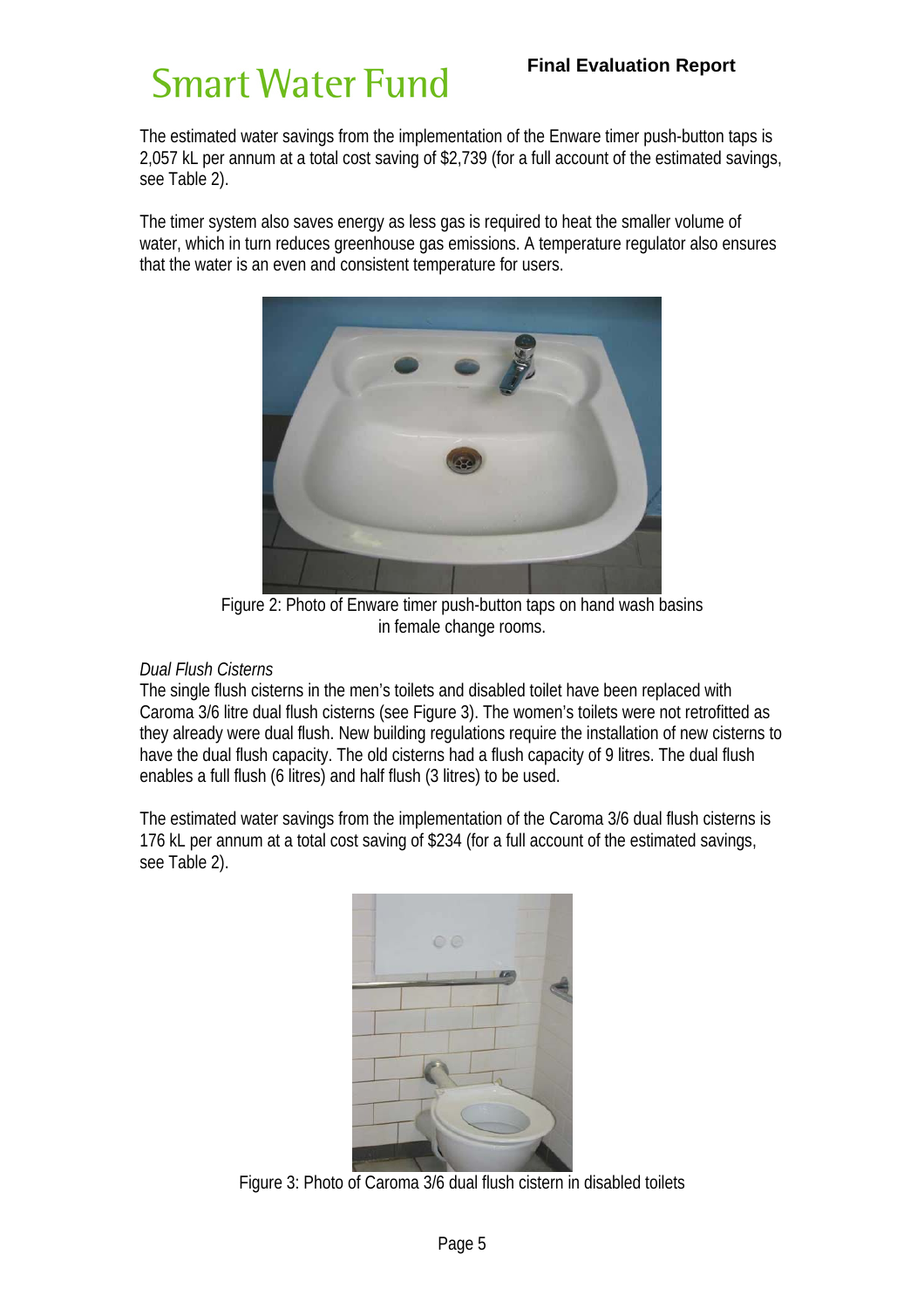The estimated water savings from the implementation of the Enware timer push-button taps is 2,057 kL per annum at a total cost saving of $2,739 (for a full account of the estimated savings, see Table 2).

The timer system also saves energy as less gas is required to heat the smaller volume of water, which in turn reduces greenhouse gas emissions. A temperature regulator also ensures that the water is an even and consistent temperature for users.

Figure 2: Photo of Enware timer push-button taps on hand wash basins in female change rooms.

*Dual Flush Cisterns*

The single flush cisterns in the men's toilets and disabled toilet have been replaced with Caroma 3/6 litre dual flush cisterns (see Figure 3). The women's toilets were not retrofitted as they already were dual flush. New building regulations require the installation of new cisterns to have the dual flush capacity. The old cisterns had a flush capacity of 9 litres. The dual flush enables a full flush (6 litres) and half flush (3 litres) to be used.

The estimated water savings from the implementation of the Caroma 3/6 dual flush cisterns is 176 kL per annum at a total cost saving of $234 (for a full account of the estimated savings, see Table 2).

Figure 3: Photo of Caroma 3/6 dual flush cistern in disabled toilets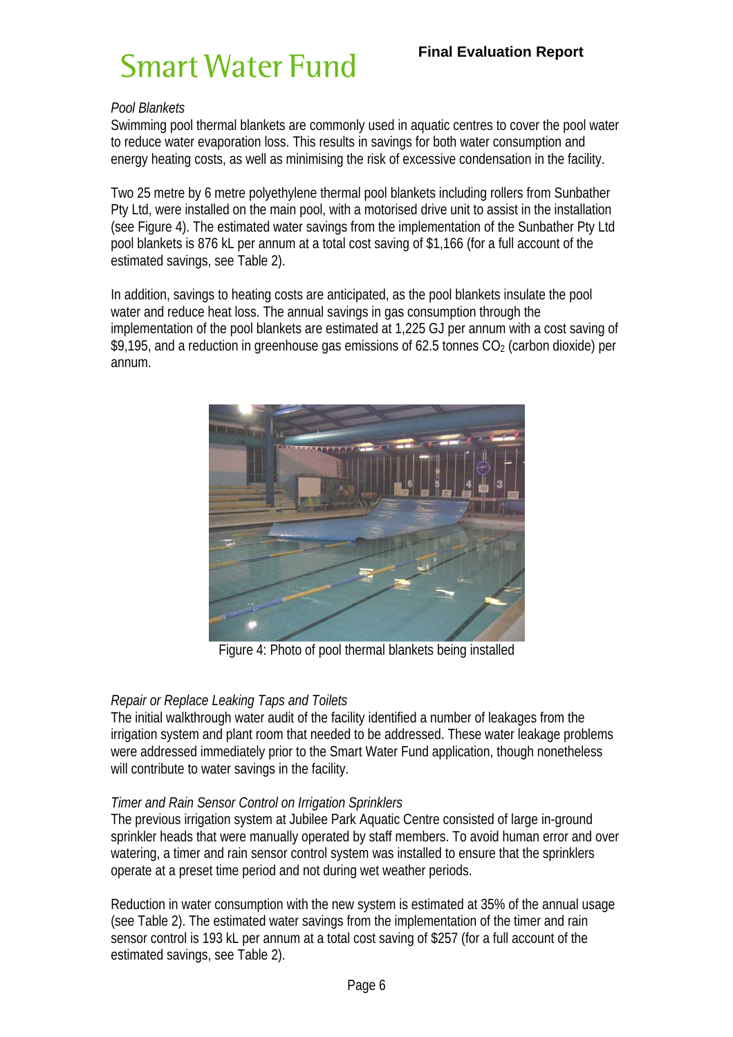*Pool Blankets*

Swimming pool thermal blankets are commonly used in aquatic centres to cover the pool water to reduce water evaporation loss. This results in savings for both water consumption and energy heating costs, as well as minimising the risk of excessive condensation in the facility.

Two 25 metre by 6 metre polyethylene thermal pool blankets including rollers from Sunbather Pty Ltd, were installed on the main pool, with a motorised drive unit to assist in the installation (see Figure 4). The estimated water savings from the implementation of the Sunbather Pty Ltd pool blankets is 876 kL per annum at a total cost saving of $1,166 (for a full account of the estimated savings, see Table 2).

In addition, savings to heating costs are anticipated, as the pool blankets insulate the pool water and reduce heat loss. The annual savings in gas consumption through the implementation of the pool blankets are estimated at 1,225 GJ per annum with a cost saving of $9,195, and a reduction in greenhouse gas emissions of 62.5 tonnes $CO_2$ (carbon dioxide) per annum.

Figure 4: Photo of pool thermal blankets being installed

*Repair or Replace Leaking Taps and Toilets*

The initial walkthrough water audit of the facility identified a number of leakages from the irrigation system and plant room that needed to be addressed. These water leakage problems were addressed immediately prior to the Smart Water Fund application, though nonetheless will contribute to water savings in the facility.

*Timer and Rain Sensor Control on Irrigation Sprinklers*

The previous irrigation system at Jubilee Park Aquatic Centre consisted of large in-ground sprinkler heads that were manually operated by staff members. To avoid human error and over watering, a timer and rain sensor control system was installed to ensure that the sprinklers operate at a preset time period and not during wet weather periods.

Reduction in water consumption with the new system is estimated at 35% of the annual usage (see Table 2). The estimated water savings from the implementation of the timer and rain sensor control is 193 kL per annum at a total cost saving of $257 (for a full account of the estimated savings, see Table 2).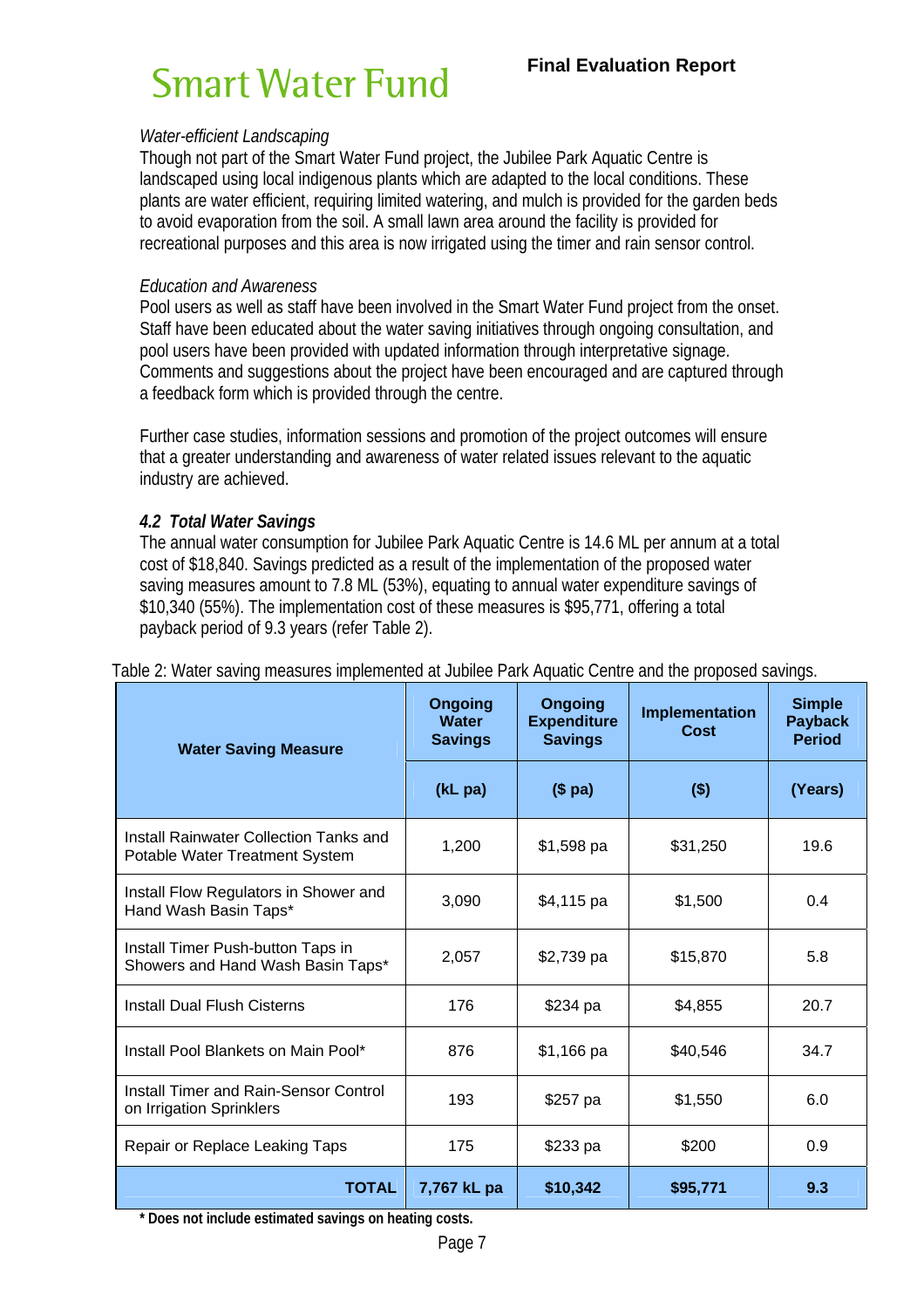*Water-efficient Landscaping*

Though not part of the Smart Water Fund project, the Jubilee Park Aquatic Centre is landscaped using local indigenous plants which are adapted to the local conditions. These plants are water efficient, requiring limited watering, and mulch is provided for the garden beds to avoid evaporation from the soil. A small lawn area around the facility is provided for recreational purposes and this area is now irrigated using the timer and rain sensor control.

*Education and Awareness*

Pool users as well as staff have been involved in the Smart Water Fund project from the onset. Staff have been educated about the water saving initiatives through ongoing consultation, and pool users have been provided with updated information through interpretative signage. Comments and suggestions about the project have been encouraged and are captured through a feedback form which is provided through the centre.

Further case studies, information sessions and promotion of the project outcomes will ensure that a greater understanding and awareness of water related issues relevant to the aquatic industry are achieved.

### *4.2 Total Water Savings*

The annual water consumption for Jubilee Park Aquatic Centre is 14.6 ML per annum at a total cost of $18,840. Savings predicted as a result of the implementation of the proposed water saving measures amount to 7.8 ML (53%), equating to annual water expenditure savings of $10,340 (55%). The implementation cost of these measures is $95,771, offering a total payback period of 9.3 years (refer Table 2).

Table 2: Water saving measures implemented at Jubilee Park Aquatic Centre and the proposed savings.

| Water Saving Measure | Ongoing Water Savings | Ongoing Expenditure Savings | Implementation Cost | Simple Payback Period |
|---|---|---|---|---|
| | (kL pa) | ($ pa) | ($) | (Years) |
| Install Rainwater Collection Tanks and Potable Water Treatment System | 1,200 | $1,598 pa | $31,250 | 19.6 |
| Install Flow Regulators in Shower and Hand Wash Basin Taps* | 3,090 | $4,115 pa | $1,500 | 0.4 |
| Install Timer Push-button Taps in Showers and Hand Wash Basin Taps* | 2,057 | $2,739 pa | $15,870 | 5.8 |
| Install Dual Flush Cisterns | 176 | $234 pa | $4,855 | 20.7 |
| Install Pool Blankets on Main Pool* | 876 | $1,166 pa | $40,546 | 34.7 |
| Install Timer and Rain-Sensor Control on Irrigation Sprinklers | 193 | $257 pa | $1,550 | 6.0 |
| Repair or Replace Leaking Taps | 175 | $233 pa | $200 | 0.9 |
| **TOTAL** | **7,767 kL pa** | **$10,342** | **$95,771** | **9.3** |

**\* Does not include estimated savings on heating costs.**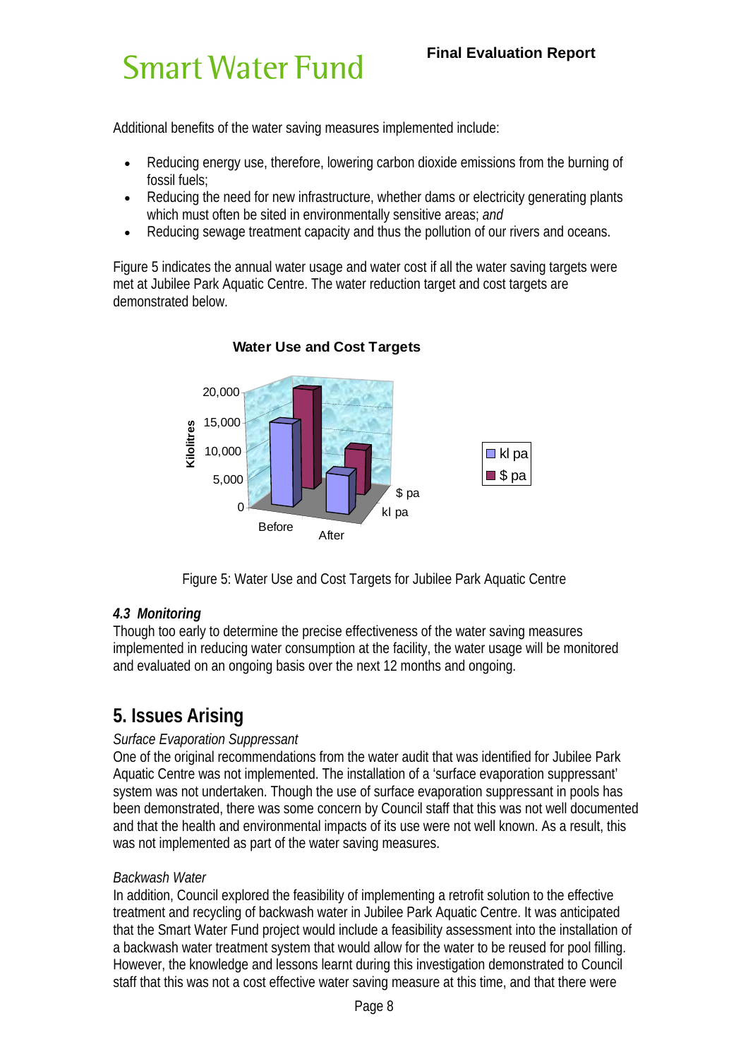Additional benefits of the water saving measures implemented include:

- Reducing energy use, therefore, lowering carbon dioxide emissions from the burning of fossil fuels;
- Reducing the need for new infrastructure, whether dams or electricity generating plants which must often be sited in environmentally sensitive areas; *and*
- Reducing sewage treatment capacity and thus the pollution of our rivers and oceans.

Figure 5 indicates the annual water usage and water cost if all the water saving targets were met at Jubilee Park Aquatic Centre. The water reduction target and cost targets are demonstrated below.

Figure 5: Water Use and Cost Targets for Jubilee Park Aquatic Centre

### *4.3 Monitoring*

Though too early to determine the precise effectiveness of the water saving measures implemented in reducing water consumption at the facility, the water usage will be monitored and evaluated on an ongoing basis over the next 12 months and ongoing.

## 5. Issues Arising

*Surface Evaporation Suppressant*

One of the original recommendations from the water audit that was identified for Jubilee Park Aquatic Centre was not implemented. The installation of a 'surface evaporation suppressant' system was not undertaken. Though the use of surface evaporation suppressant in pools has been demonstrated, there was some concern by Council staff that this was not well documented and that the health and environmental impacts of its use were not well known. As a result, this was not implemented as part of the water saving measures.

*Backwash Water*

In addition, Council explored the feasibility of implementing a retrofit solution to the effective treatment and recycling of backwash water in Jubilee Park Aquatic Centre. It was anticipated that the Smart Water Fund project would include a feasibility assessment into the installation of a backwash water treatment system that would allow for the water to be reused for pool filling. However, the knowledge and lessons learnt during this investigation demonstrated to Council staff that this was not a cost effective water saving measure at this time, and that there were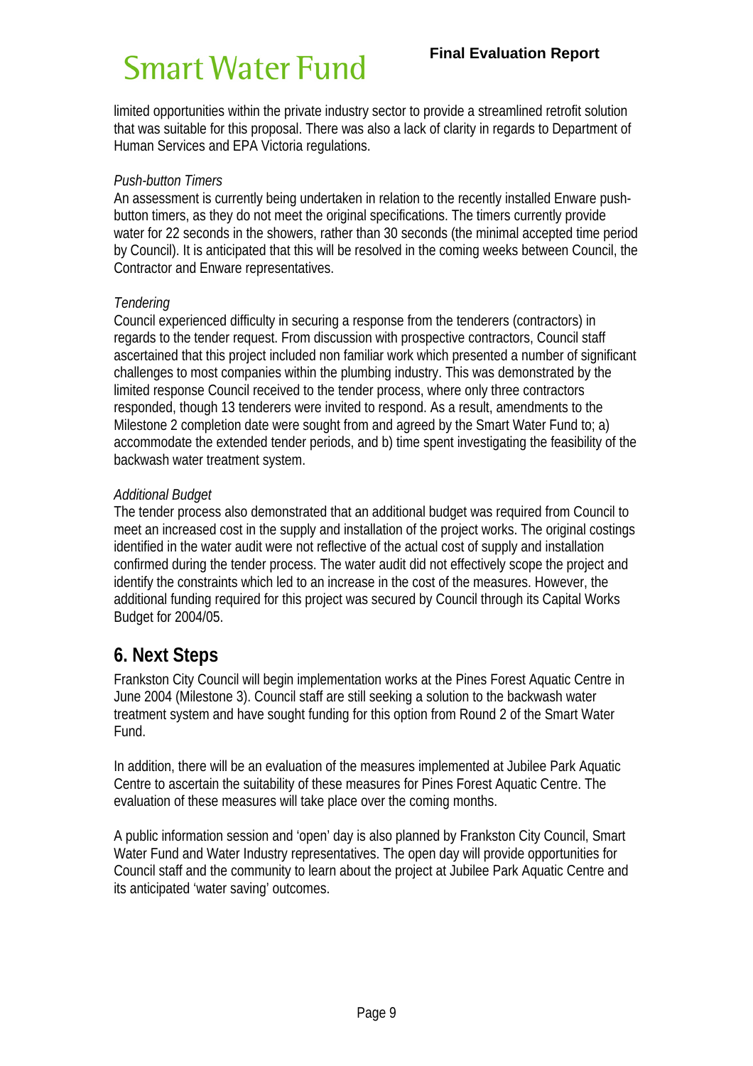limited opportunities within the private industry sector to provide a streamlined retrofit solution that was suitable for this proposal. There was also a lack of clarity in regards to Department of Human Services and EPA Victoria regulations.

*Push-button Timers*

An assessment is currently being undertaken in relation to the recently installed Enware push-button timers, as they do not meet the original specifications. The timers currently provide water for 22 seconds in the showers, rather than 30 seconds (the minimal accepted time period by Council). It is anticipated that this will be resolved in the coming weeks between Council, the Contractor and Enware representatives.

*Tendering*

Council experienced difficulty in securing a response from the tenderers (contractors) in regards to the tender request. From discussion with prospective contractors, Council staff ascertained that this project included non familiar work which presented a number of significant challenges to most companies within the plumbing industry. This was demonstrated by the limited response Council received to the tender process, where only three contractors responded, though 13 tenderers were invited to respond. As a result, amendments to the Milestone 2 completion date were sought from and agreed by the Smart Water Fund to; a) accommodate the extended tender periods, and b) time spent investigating the feasibility of the backwash water treatment system.

*Additional Budget*

The tender process also demonstrated that an additional budget was required from Council to meet an increased cost in the supply and installation of the project works. The original costings identified in the water audit were not reflective of the actual cost of supply and installation confirmed during the tender process. The water audit did not effectively scope the project and identify the constraints which led to an increase in the cost of the measures. However, the additional funding required for this project was secured by Council through its Capital Works Budget for 2004/05.

## 6. Next Steps

Frankston City Council will begin implementation works at the Pines Forest Aquatic Centre in June 2004 (Milestone 3). Council staff are still seeking a solution to the backwash water treatment system and have sought funding for this option from Round 2 of the Smart Water Fund.

In addition, there will be an evaluation of the measures implemented at Jubilee Park Aquatic Centre to ascertain the suitability of these measures for Pines Forest Aquatic Centre. The evaluation of these measures will take place over the coming months.

A public information session and 'open' day is also planned by Frankston City Council, Smart Water Fund and Water Industry representatives. The open day will provide opportunities for Council staff and the community to learn about the project at Jubilee Park Aquatic Centre and its anticipated 'water saving' outcomes.